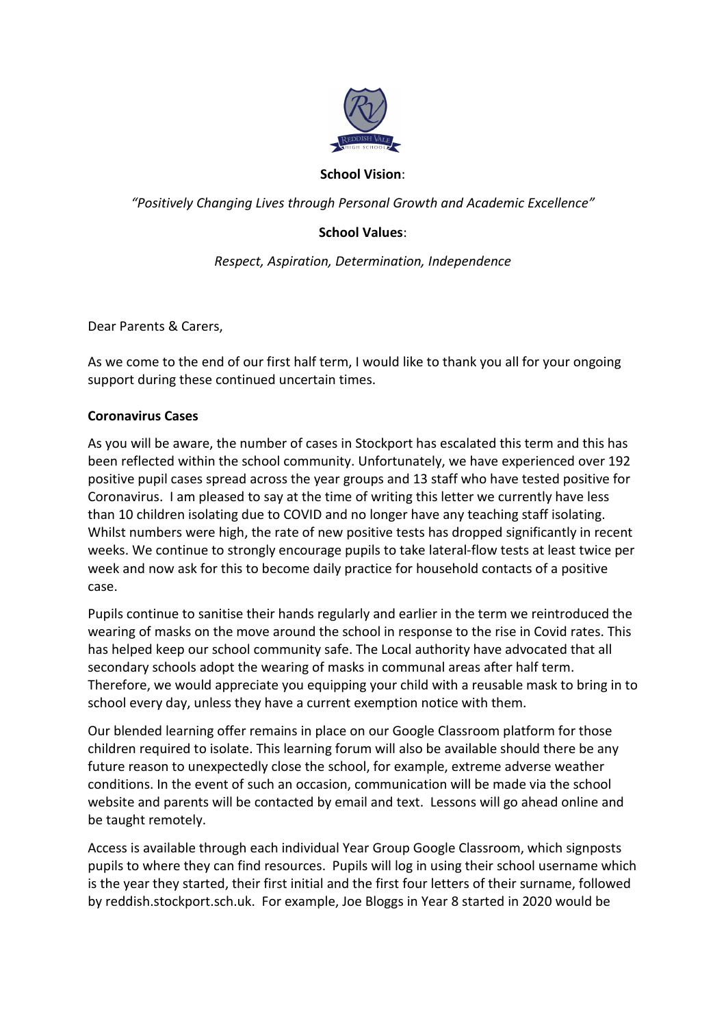**School Vision**:

*"Positively Changing Lives through Personal Growth and Academic Excellence"*

**School Values**:

*Respect, Aspiration, Determination, Independence*

Dear Parents & Carers,

As we come to the end of our first half term, I would like to thank you all for your ongoing support during these continued uncertain times.

**Coronavirus Cases**

As you will be aware, the number of cases in Stockport has escalated this term and this has been reflected within the school community. Unfortunately, we have experienced over 192 positive pupil cases spread across the year groups and 13 staff who have tested positive for Coronavirus. I am pleased to say at the time of writing this letter we currently have less than 10 children isolating due to COVID and no longer have any teaching staff isolating. Whilst numbers were high, the rate of new positive tests has dropped significantly in recent weeks. We continue to strongly encourage pupils to take lateral-flow tests at least twice per week and now ask for this to become daily practice for household contacts of a positive case.

Pupils continue to sanitise their hands regularly and earlier in the term we reintroduced the wearing of masks on the move around the school in response to the rise in Covid rates. This has helped keep our school community safe. The Local authority have advocated that all secondary schools adopt the wearing of masks in communal areas after half term. Therefore, we would appreciate you equipping your child with a reusable mask to bring in to school every day, unless they have a current exemption notice with them.

Our blended learning offer remains in place on our Google Classroom platform for those children required to isolate. This learning forum will also be available should there be any future reason to unexpectedly close the school, for example, extreme adverse weather conditions. In the event of such an occasion, communication will be made via the school website and parents will be contacted by email and text. Lessons will go ahead online and be taught remotely.

Access is available through each individual Year Group Google Classroom, which signposts pupils to where they can find resources. Pupils will log in using their school username which is the year they started, their first initial and the first four letters of their surname, followed by reddish.stockport.sch.uk. For example, Joe Bloggs in Year 8 started in 2020 would be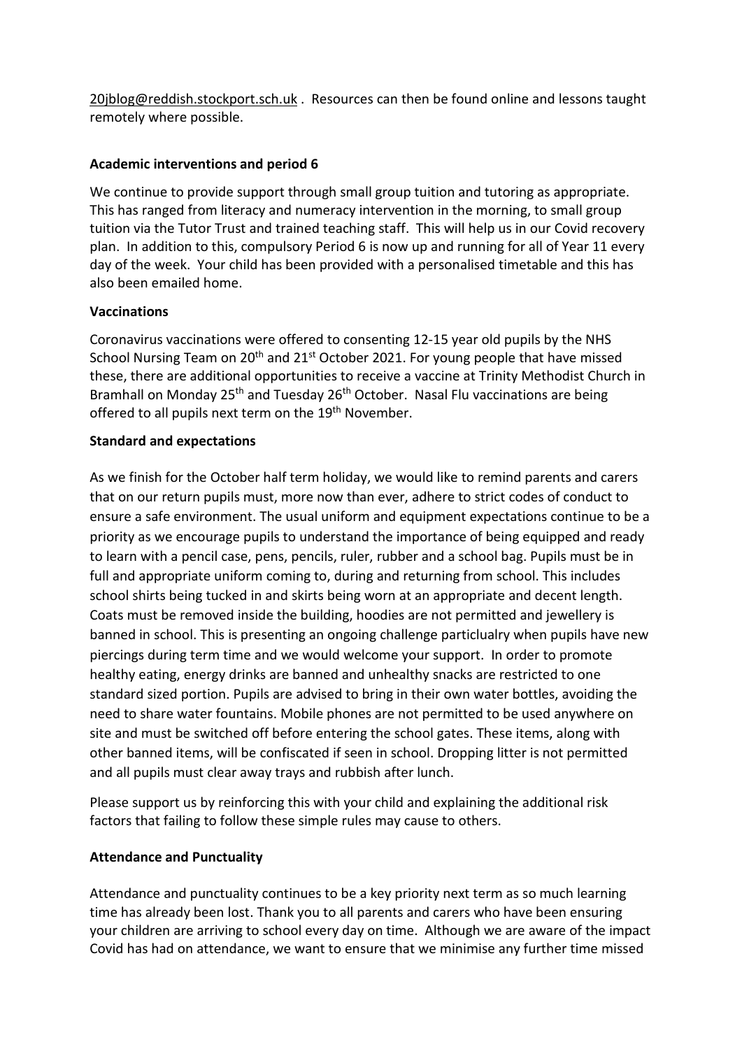20jblog@reddish.stockport.sch.uk . Resources can then be found online and lessons taught remotely where possible.

**Academic interventions and period 6**

We continue to provide support through small group tuition and tutoring as appropriate. This has ranged from literacy and numeracy intervention in the morning, to small group tuition via the Tutor Trust and trained teaching staff. This will help us in our Covid recovery plan. In addition to this, compulsory Period 6 is now up and running for all of Year 11 every day of the week. Your child has been provided with a personalised timetable and this has also been emailed home.

**Vaccinations**

Coronavirus vaccinations were offered to consenting 12-15 year old pupils by the NHS School Nursing Team on 20th and 21st October 2021. For young people that have missed these, there are additional opportunities to receive a vaccine at Trinity Methodist Church in Bramhall on Monday 25th and Tuesday 26th October. Nasal Flu vaccinations are being offered to all pupils next term on the 19th November.

**Standard and expectations**

As we finish for the October half term holiday, we would like to remind parents and carers that on our return pupils must, more now than ever, adhere to strict codes of conduct to ensure a safe environment. The usual uniform and equipment expectations continue to be a priority as we encourage pupils to understand the importance of being equipped and ready to learn with a pencil case, pens, pencils, ruler, rubber and a school bag. Pupils must be in full and appropriate uniform coming to, during and returning from school. This includes school shirts being tucked in and skirts being worn at an appropriate and decent length. Coats must be removed inside the building, hoodies are not permitted and jewellery is banned in school. This is presenting an ongoing challenge particlualry when pupils have new piercings during term time and we would welcome your support. In order to promote healthy eating, energy drinks are banned and unhealthy snacks are restricted to one standard sized portion. Pupils are advised to bring in their own water bottles, avoiding the need to share water fountains. Mobile phones are not permitted to be used anywhere on site and must be switched off before entering the school gates. These items, along with other banned items, will be confiscated if seen in school. Dropping litter is not permitted and all pupils must clear away trays and rubbish after lunch.

Please support us by reinforcing this with your child and explaining the additional risk factors that failing to follow these simple rules may cause to others.

**Attendance and Punctuality**

Attendance and punctuality continues to be a key priority next term as so much learning time has already been lost. Thank you to all parents and carers who have been ensuring your children are arriving to school every day on time. Although we are aware of the impact Covid has had on attendance, we want to ensure that we minimise any further time missed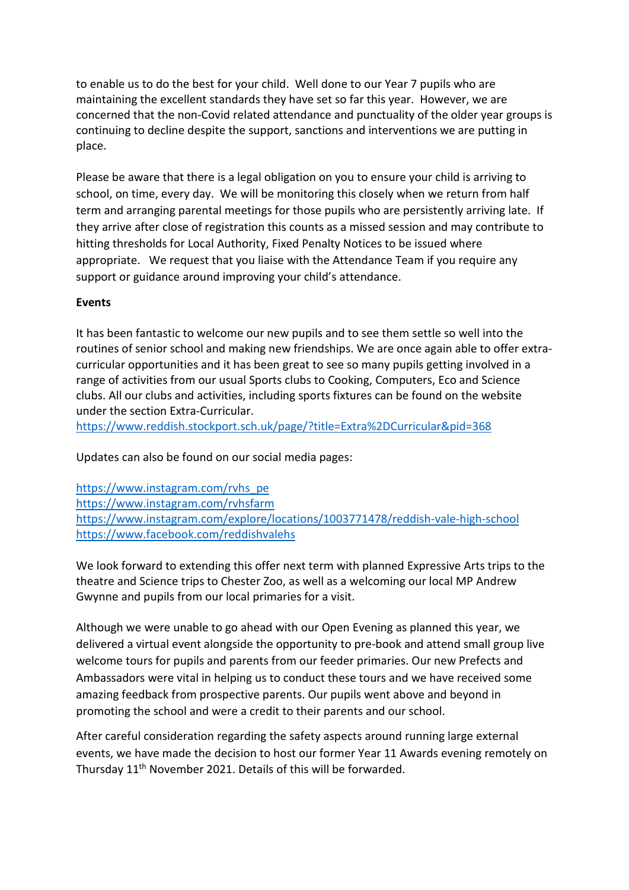to enable us to do the best for your child. Well done to our Year 7 pupils who are maintaining the excellent standards they have set so far this year. However, we are concerned that the non-Covid related attendance and punctuality of the older year groups is continuing to decline despite the support, sanctions and interventions we are putting in place.

Please be aware that there is a legal obligation on you to ensure your child is arriving to school, on time, every day. We will be monitoring this closely when we return from half term and arranging parental meetings for those pupils who are persistently arriving late. If they arrive after close of registration this counts as a missed session and may contribute to hitting thresholds for Local Authority, Fixed Penalty Notices to be issued where appropriate. We request that you liaise with the Attendance Team if you require any support or guidance around improving your child's attendance.

**Events**

It has been fantastic to welcome our new pupils and to see them settle so well into the routines of senior school and making new friendships. We are once again able to offer extra-curricular opportunities and it has been great to see so many pupils getting involved in a range of activities from our usual Sports clubs to Cooking, Computers, Eco and Science clubs. All our clubs and activities, including sports fixtures can be found on the website under the section Extra-Curricular.
https://www.reddish.stockport.sch.uk/page/?title=Extra%2DCurricular&pid=368

Updates can also be found on our social media pages:

https://www.instagram.com/rvhs_pe
https://www.instagram.com/rvhsfarm
https://www.instagram.com/explore/locations/1003771478/reddish-vale-high-school
https://www.facebook.com/reddishvalehs

We look forward to extending this offer next term with planned Expressive Arts trips to the theatre and Science trips to Chester Zoo, as well as a welcoming our local MP Andrew Gwynne and pupils from our local primaries for a visit.

Although we were unable to go ahead with our Open Evening as planned this year, we delivered a virtual event alongside the opportunity to pre-book and attend small group live welcome tours for pupils and parents from our feeder primaries. Our new Prefects and Ambassadors were vital in helping us to conduct these tours and we have received some amazing feedback from prospective parents. Our pupils went above and beyond in promoting the school and were a credit to their parents and our school.

After careful consideration regarding the safety aspects around running large external events, we have made the decision to host our former Year 11 Awards evening remotely on Thursday 11th November 2021. Details of this will be forwarded.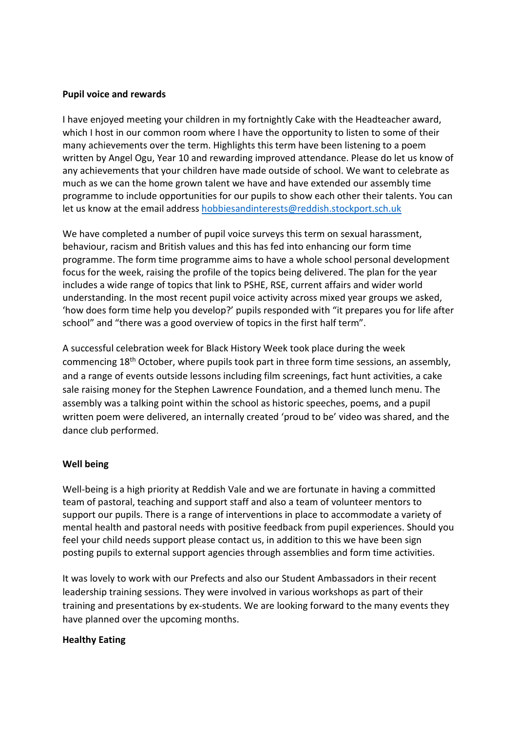**Pupil voice and rewards**

I have enjoyed meeting your children in my fortnightly Cake with the Headteacher award, which I host in our common room where I have the opportunity to listen to some of their many achievements over the term. Highlights this term have been listening to a poem written by Angel Ogu, Year 10 and rewarding improved attendance. Please do let us know of any achievements that your children have made outside of school. We want to celebrate as much as we can the home grown talent we have and have extended our assembly time programme to include opportunities for our pupils to show each other their talents. You can let us know at the email address [hobbiesandinterests@reddish.stockport.sch.uk](mailto:hobbiesandinterests@reddish.stockport.sch.uk)

We have completed a number of pupil voice surveys this term on sexual harassment, behaviour, racism and British values and this has fed into enhancing our form time programme. The form time programme aims to have a whole school personal development focus for the week, raising the profile of the topics being delivered. The plan for the year includes a wide range of topics that link to PSHE, RSE, current affairs and wider world understanding. In the most recent pupil voice activity across mixed year groups we asked, 'how does form time help you develop?' pupils responded with "it prepares you for life after school" and "there was a good overview of topics in the first half term".

A successful celebration week for Black History Week took place during the week commencing 18th October, where pupils took part in three form time sessions, an assembly, and a range of events outside lessons including film screenings, fact hunt activities, a cake sale raising money for the Stephen Lawrence Foundation, and a themed lunch menu. The assembly was a talking point within the school as historic speeches, poems, and a pupil written poem were delivered, an internally created 'proud to be' video was shared, and the dance club performed.

**Well being**

Well-being is a high priority at Reddish Vale and we are fortunate in having a committed team of pastoral, teaching and support staff and also a team of volunteer mentors to support our pupils. There is a range of interventions in place to accommodate a variety of mental health and pastoral needs with positive feedback from pupil experiences. Should you feel your child needs support please contact us, in addition to this we have been sign posting pupils to external support agencies through assemblies and form time activities.

It was lovely to work with our Prefects and also our Student Ambassadors in their recent leadership training sessions. They were involved in various workshops as part of their training and presentations by ex-students. We are looking forward to the many events they have planned over the upcoming months.

**Healthy Eating**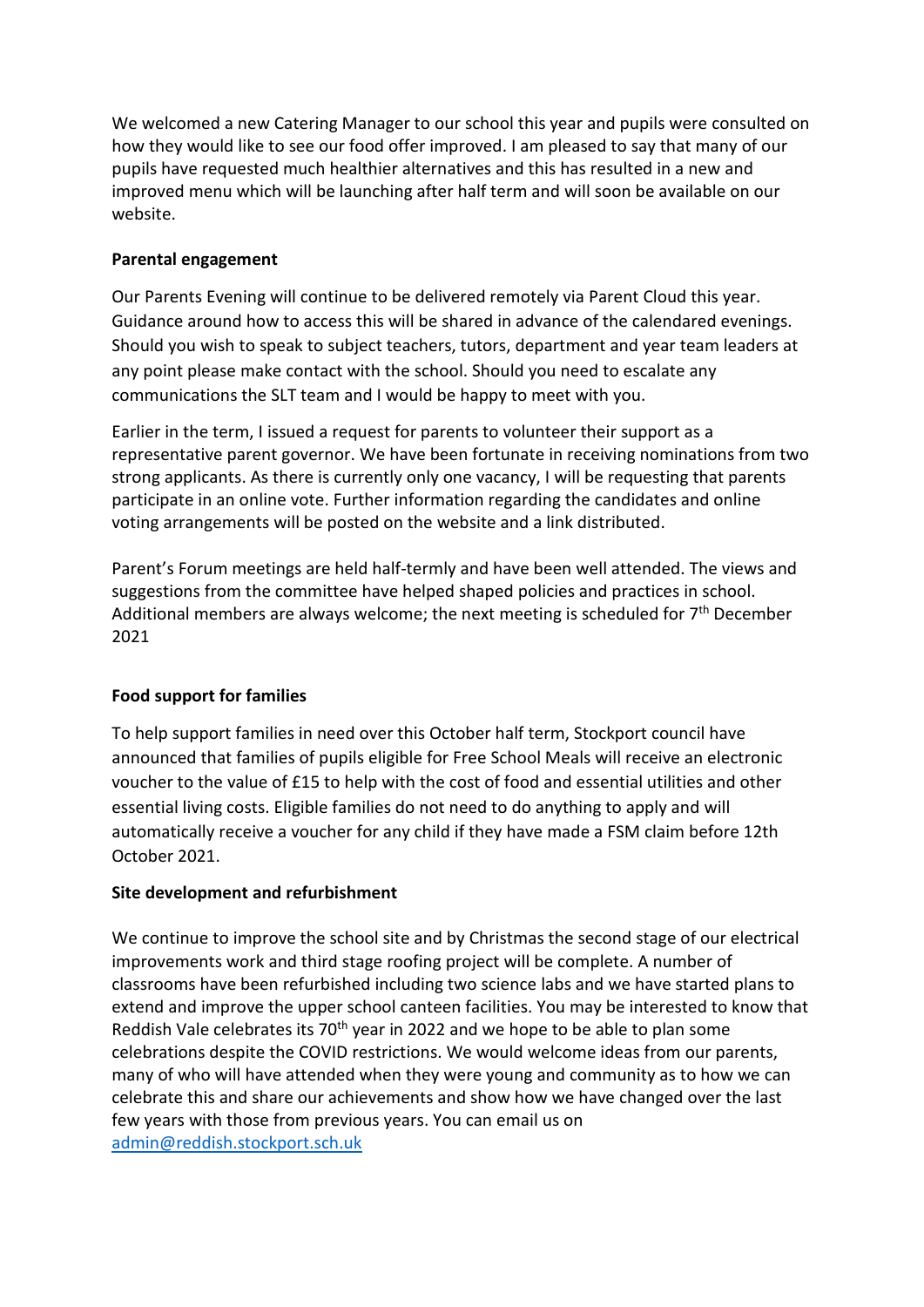We welcomed a new Catering Manager to our school this year and pupils were consulted on how they would like to see our food offer improved. I am pleased to say that many of our pupils have requested much healthier alternatives and this has resulted in a new and improved menu which will be launching after half term and will soon be available on our website.

**Parental engagement**

Our Parents Evening will continue to be delivered remotely via Parent Cloud this year. Guidance around how to access this will be shared in advance of the calendared evenings. Should you wish to speak to subject teachers, tutors, department and year team leaders at any point please make contact with the school. Should you need to escalate any communications the SLT team and I would be happy to meet with you.

Earlier in the term, I issued a request for parents to volunteer their support as a representative parent governor. We have been fortunate in receiving nominations from two strong applicants. As there is currently only one vacancy, I will be requesting that parents participate in an online vote. Further information regarding the candidates and online voting arrangements will be posted on the website and a link distributed.

Parent's Forum meetings are held half-termly and have been well attended. The views and suggestions from the committee have helped shaped policies and practices in school. Additional members are always welcome; the next meeting is scheduled for 7th December 2021

**Food support for families**

To help support families in need over this October half term, Stockport council have announced that families of pupils eligible for Free School Meals will receive an electronic voucher to the value of £15 to help with the cost of food and essential utilities and other essential living costs. Eligible families do not need to do anything to apply and will automatically receive a voucher for any child if they have made a FSM claim before 12th October 2021.

**Site development and refurbishment**

We continue to improve the school site and by Christmas the second stage of our electrical improvements work and third stage roofing project will be complete. A number of classrooms have been refurbished including two science labs and we have started plans to extend and improve the upper school canteen facilities. You may be interested to know that Reddish Vale celebrates its 70th year in 2022 and we hope to be able to plan some celebrations despite the COVID restrictions. We would welcome ideas from our parents, many of who will have attended when they were young and community as to how we can celebrate this and share our achievements and show how we have changed over the last few years with those from previous years. You can email us on [admin@reddish.stockport.sch.uk](mailto:admin@reddish.stockport.sch.uk)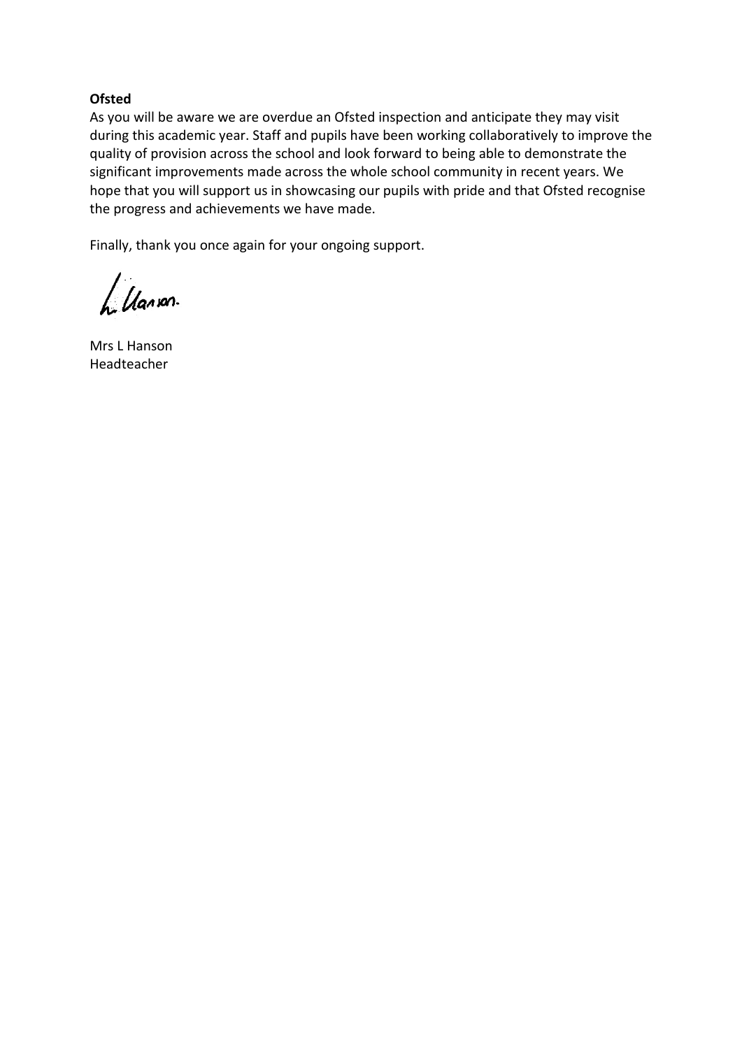**Ofsted**

As you will be aware we are overdue an Ofsted inspection and anticipate they may visit during this academic year. Staff and pupils have been working collaboratively to improve the quality of provision across the school and look forward to being able to demonstrate the significant improvements made across the whole school community in recent years. We hope that you will support us in showcasing our pupils with pride and that Ofsted recognise the progress and achievements we have made.

Finally, thank you once again for your ongoing support.

Mrs L Hanson
Headteacher